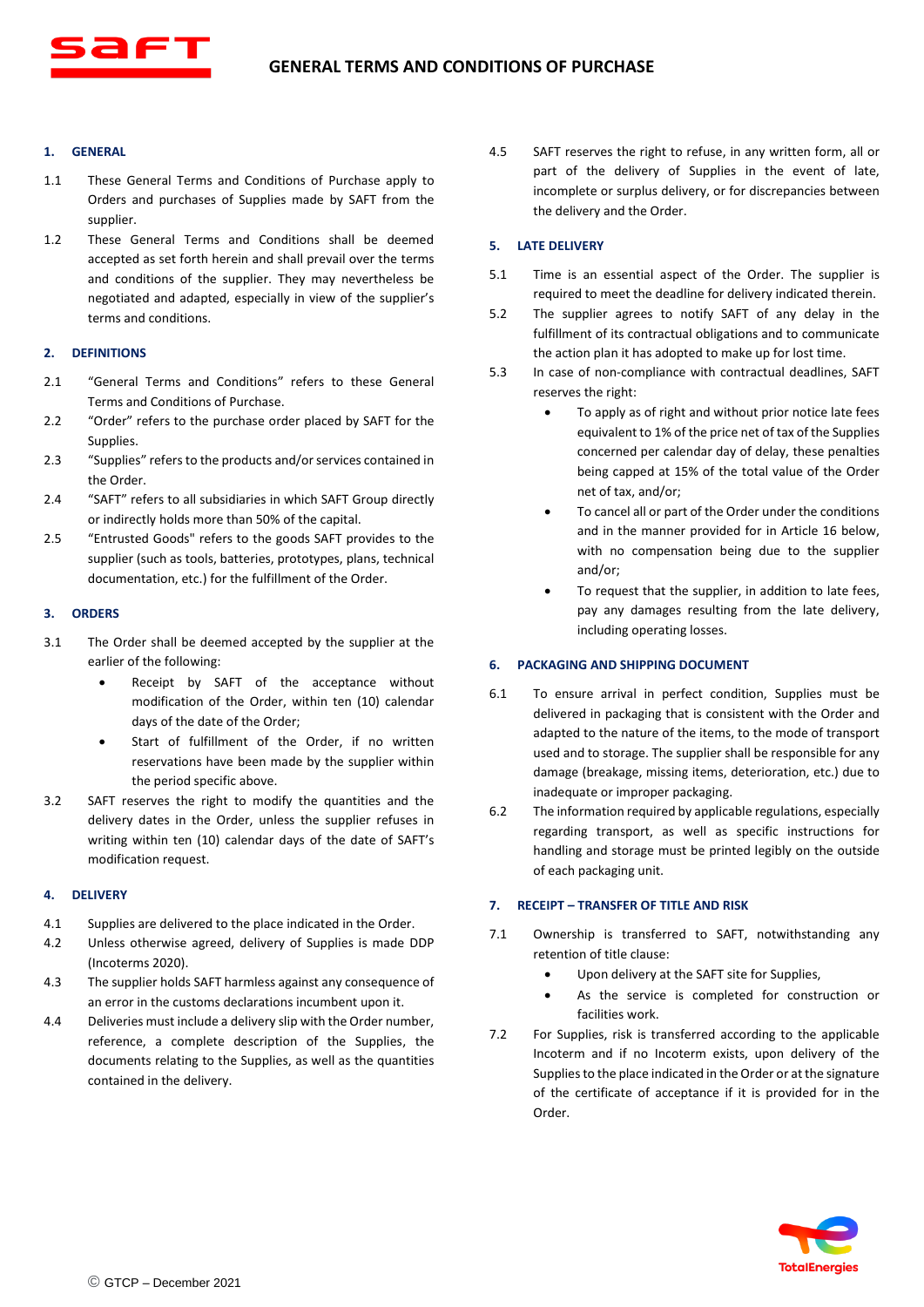# GENERAL TERMS AND CONDITIONS OF PURCHASE

## 1. GENERAL

1.1 These General Terms and Conditions of Purchase apply to Orders and purchases of Supplies made by SAFT from the supplier.

1.2 These General Terms and Conditions shall be deemed accepted as set forth herein and shall prevail over the terms and conditions of the supplier. They may nevertheless be negotiated and adapted, especially in view of the supplier's terms and conditions.

## 2. DEFINITIONS

2.1 "General Terms and Conditions" refers to these General Terms and Conditions of Purchase.

2.2 "Order" refers to the purchase order placed by SAFT for the Supplies.

2.3 "Supplies" refers to the products and/or services contained in the Order.

2.4 "SAFT" refers to all subsidiaries in which SAFT Group directly or indirectly holds more than 50% of the capital.

2.5 "Entrusted Goods" refers to the goods SAFT provides to the supplier (such as tools, batteries, prototypes, plans, technical documentation, etc.) for the fulfillment of the Order.

## 3. ORDERS

3.1 The Order shall be deemed accepted by the supplier at the earlier of the following:

- Receipt by SAFT of the acceptance without modification of the Order, within ten (10) calendar days of the date of the Order;
- Start of fulfillment of the Order, if no written reservations have been made by the supplier within the period specific above.

3.2 SAFT reserves the right to modify the quantities and the delivery dates in the Order, unless the supplier refuses in writing within ten (10) calendar days of the date of SAFT's modification request.

## 4. DELIVERY

4.1 Supplies are delivered to the place indicated in the Order.

4.2 Unless otherwise agreed, delivery of Supplies is made DDP (Incoterms 2020).

4.3 The supplier holds SAFT harmless against any consequence of an error in the customs declarations incumbent upon it.

4.4 Deliveries must include a delivery slip with the Order number, reference, a complete description of the Supplies, the documents relating to the Supplies, as well as the quantities contained in the delivery.

4.5 SAFT reserves the right to refuse, in any written form, all or part of the delivery of Supplies in the event of late, incomplete or surplus delivery, or for discrepancies between the delivery and the Order.

## 5. LATE DELIVERY

5.1 Time is an essential aspect of the Order. The supplier is required to meet the deadline for delivery indicated therein.

5.2 The supplier agrees to notify SAFT of any delay in the fulfillment of its contractual obligations and to communicate the action plan it has adopted to make up for lost time.

5.3 In case of non-compliance with contractual deadlines, SAFT reserves the right:

- To apply as of right and without prior notice late fees equivalent to 1% of the price net of tax of the Supplies concerned per calendar day of delay, these penalties being capped at 15% of the total value of the Order net of tax, and/or;
- To cancel all or part of the Order under the conditions and in the manner provided for in Article 16 below, with no compensation being due to the supplier and/or;
- To request that the supplier, in addition to late fees, pay any damages resulting from the late delivery, including operating losses.

## 6. PACKAGING AND SHIPPING DOCUMENT

6.1 To ensure arrival in perfect condition, Supplies must be delivered in packaging that is consistent with the Order and adapted to the nature of the items, to the mode of transport used and to storage. The supplier shall be responsible for any damage (breakage, missing items, deterioration, etc.) due to inadequate or improper packaging.

6.2 The information required by applicable regulations, especially regarding transport, as well as specific instructions for handling and storage must be printed legibly on the outside of each packaging unit.

## 7. RECEIPT – TRANSFER OF TITLE AND RISK

7.1 Ownership is transferred to SAFT, notwithstanding any retention of title clause:

- Upon delivery at the SAFT site for Supplies,
- As the service is completed for construction or facilities work.

7.2 For Supplies, risk is transferred according to the applicable Incoterm and if no Incoterm exists, upon delivery of the Supplies to the place indicated in the Order or at the signature of the certificate of acceptance if it is provided for in the Order.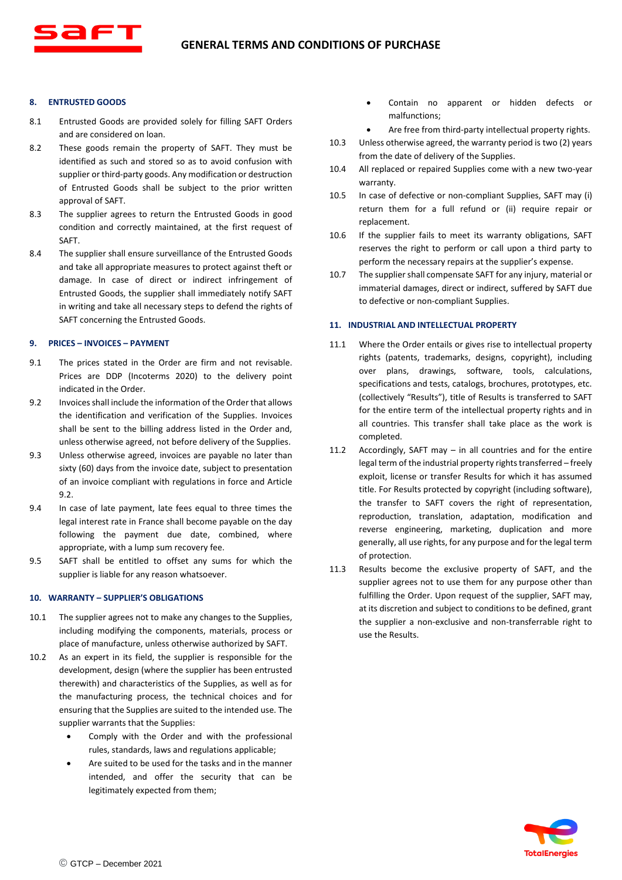## 8. ENTRUSTED GOODS

8.1 Entrusted Goods are provided solely for filling SAFT Orders and are considered on loan.

8.2 These goods remain the property of SAFT. They must be identified as such and stored so as to avoid confusion with supplier or third-party goods. Any modification or destruction of Entrusted Goods shall be subject to the prior written approval of SAFT.

8.3 The supplier agrees to return the Entrusted Goods in good condition and correctly maintained, at the first request of SAFT.

8.4 The supplier shall ensure surveillance of the Entrusted Goods and take all appropriate measures to protect against theft or damage. In case of direct or indirect infringement of Entrusted Goods, the supplier shall immediately notify SAFT in writing and take all necessary steps to defend the rights of SAFT concerning the Entrusted Goods.

## 9. PRICES – INVOICES – PAYMENT

9.1 The prices stated in the Order are firm and not revisable. Prices are DDP (Incoterms 2020) to the delivery point indicated in the Order.

9.2 Invoices shall include the information of the Order that allows the identification and verification of the Supplies. Invoices shall be sent to the billing address listed in the Order and, unless otherwise agreed, not before delivery of the Supplies.

9.3 Unless otherwise agreed, invoices are payable no later than sixty (60) days from the invoice date, subject to presentation of an invoice compliant with regulations in force and Article 9.2.

9.4 In case of late payment, late fees equal to three times the legal interest rate in France shall become payable on the day following the payment due date, combined, where appropriate, with a lump sum recovery fee.

9.5 SAFT shall be entitled to offset any sums for which the supplier is liable for any reason whatsoever.

## 10. WARRANTY – SUPPLIER'S OBLIGATIONS

10.1 The supplier agrees not to make any changes to the Supplies, including modifying the components, materials, process or place of manufacture, unless otherwise authorized by SAFT.

10.2 As an expert in its field, the supplier is responsible for the development, design (where the supplier has been entrusted therewith) and characteristics of the Supplies, as well as for the manufacturing process, the technical choices and for ensuring that the Supplies are suited to the intended use. The supplier warrants that the Supplies:

- Comply with the Order and with the professional rules, standards, laws and regulations applicable;
- Are suited to be used for the tasks and in the manner intended, and offer the security that can be legitimately expected from them;
- Contain no apparent or hidden defects or malfunctions;
- Are free from third-party intellectual property rights.

10.3 Unless otherwise agreed, the warranty period is two (2) years from the date of delivery of the Supplies.

10.4 All replaced or repaired Supplies come with a new two-year warranty.

10.5 In case of defective or non-compliant Supplies, SAFT may (i) return them for a full refund or (ii) require repair or replacement.

10.6 If the supplier fails to meet its warranty obligations, SAFT reserves the right to perform or call upon a third party to perform the necessary repairs at the supplier's expense.

10.7 The supplier shall compensate SAFT for any injury, material or immaterial damages, direct or indirect, suffered by SAFT due to defective or non-compliant Supplies.

## 11. INDUSTRIAL AND INTELLECTUAL PROPERTY

11.1 Where the Order entails or gives rise to intellectual property rights (patents, trademarks, designs, copyright), including over plans, drawings, software, tools, calculations, specifications and tests, catalogs, brochures, prototypes, etc. (collectively "Results"), title of Results is transferred to SAFT for the entire term of the intellectual property rights and in all countries. This transfer shall take place as the work is completed.

11.2 Accordingly, SAFT may – in all countries and for the entire legal term of the industrial property rights transferred – freely exploit, license or transfer Results for which it has assumed title. For Results protected by copyright (including software), the transfer to SAFT covers the right of representation, reproduction, translation, adaptation, modification and reverse engineering, marketing, duplication and more generally, all use rights, for any purpose and for the legal term of protection.

11.3 Results become the exclusive property of SAFT, and the supplier agrees not to use them for any purpose other than fulfilling the Order. Upon request of the supplier, SAFT may, at its discretion and subject to conditions to be defined, grant the supplier a non-exclusive and non-transferrable right to use the Results.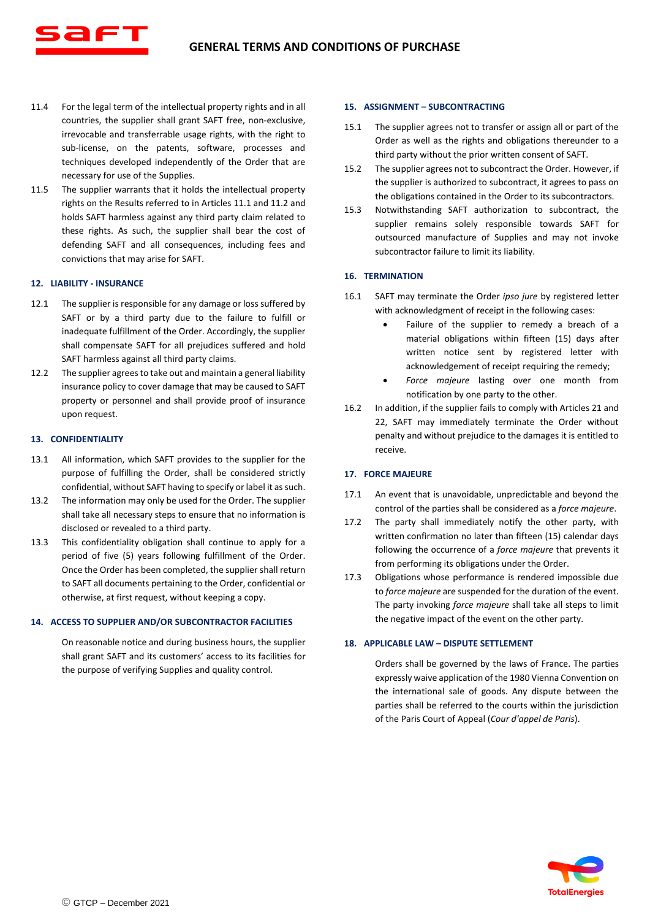11.4 For the legal term of the intellectual property rights and in all countries, the supplier shall grant SAFT free, non-exclusive, irrevocable and transferrable usage rights, with the right to sub-license, on the patents, software, processes and techniques developed independently of the Order that are necessary for use of the Supplies.

11.5 The supplier warrants that it holds the intellectual property rights on the Results referred to in Articles 11.1 and 11.2 and holds SAFT harmless against any third party claim related to these rights. As such, the supplier shall bear the cost of defending SAFT and all consequences, including fees and convictions that may arise for SAFT.

## 12. LIABILITY - INSURANCE

12.1 The supplier is responsible for any damage or loss suffered by SAFT or by a third party due to the failure to fulfill or inadequate fulfillment of the Order. Accordingly, the supplier shall compensate SAFT for all prejudices suffered and hold SAFT harmless against all third party claims.

12.2 The supplier agrees to take out and maintain a general liability insurance policy to cover damage that may be caused to SAFT property or personnel and shall provide proof of insurance upon request.

## 13. CONFIDENTIALITY

13.1 All information, which SAFT provides to the supplier for the purpose of fulfilling the Order, shall be considered strictly confidential, without SAFT having to specify or label it as such.

13.2 The information may only be used for the Order. The supplier shall take all necessary steps to ensure that no information is disclosed or revealed to a third party.

13.3 This confidentiality obligation shall continue to apply for a period of five (5) years following fulfillment of the Order. Once the Order has been completed, the supplier shall return to SAFT all documents pertaining to the Order, confidential or otherwise, at first request, without keeping a copy.

## 14. ACCESS TO SUPPLIER AND/OR SUBCONTRACTOR FACILITIES

On reasonable notice and during business hours, the supplier shall grant SAFT and its customers' access to its facilities for the purpose of verifying Supplies and quality control.

## 15. ASSIGNMENT – SUBCONTRACTING

15.1 The supplier agrees not to transfer or assign all or part of the Order as well as the rights and obligations thereunder to a third party without the prior written consent of SAFT.

15.2 The supplier agrees not to subcontract the Order. However, if the supplier is authorized to subcontract, it agrees to pass on the obligations contained in the Order to its subcontractors.

15.3 Notwithstanding SAFT authorization to subcontract, the supplier remains solely responsible towards SAFT for outsourced manufacture of Supplies and may not invoke subcontractor failure to limit its liability.

## 16. TERMINATION

16.1 SAFT may terminate the Order *ipso jure* by registered letter with acknowledgment of receipt in the following cases:

- Failure of the supplier to remedy a breach of a material obligations within fifteen (15) days after written notice sent by registered letter with acknowledgement of receipt requiring the remedy;
- *Force majeure* lasting over one month from notification by one party to the other.

16.2 In addition, if the supplier fails to comply with Articles 21 and 22, SAFT may immediately terminate the Order without penalty and without prejudice to the damages it is entitled to receive.

## 17. FORCE MAJEURE

17.1 An event that is unavoidable, unpredictable and beyond the control of the parties shall be considered as a *force majeure*.

17.2 The party shall immediately notify the other party, with written confirmation no later than fifteen (15) calendar days following the occurrence of a *force majeure* that prevents it from performing its obligations under the Order.

17.3 Obligations whose performance is rendered impossible due to *force majeure* are suspended for the duration of the event. The party invoking *force majeure* shall take all steps to limit the negative impact of the event on the other party.

## 18. APPLICABLE LAW – DISPUTE SETTLEMENT

Orders shall be governed by the laws of France. The parties expressly waive application of the 1980 Vienna Convention on the international sale of goods. Any dispute between the parties shall be referred to the courts within the jurisdiction of the Paris Court of Appeal (*Cour d'appel de Paris*).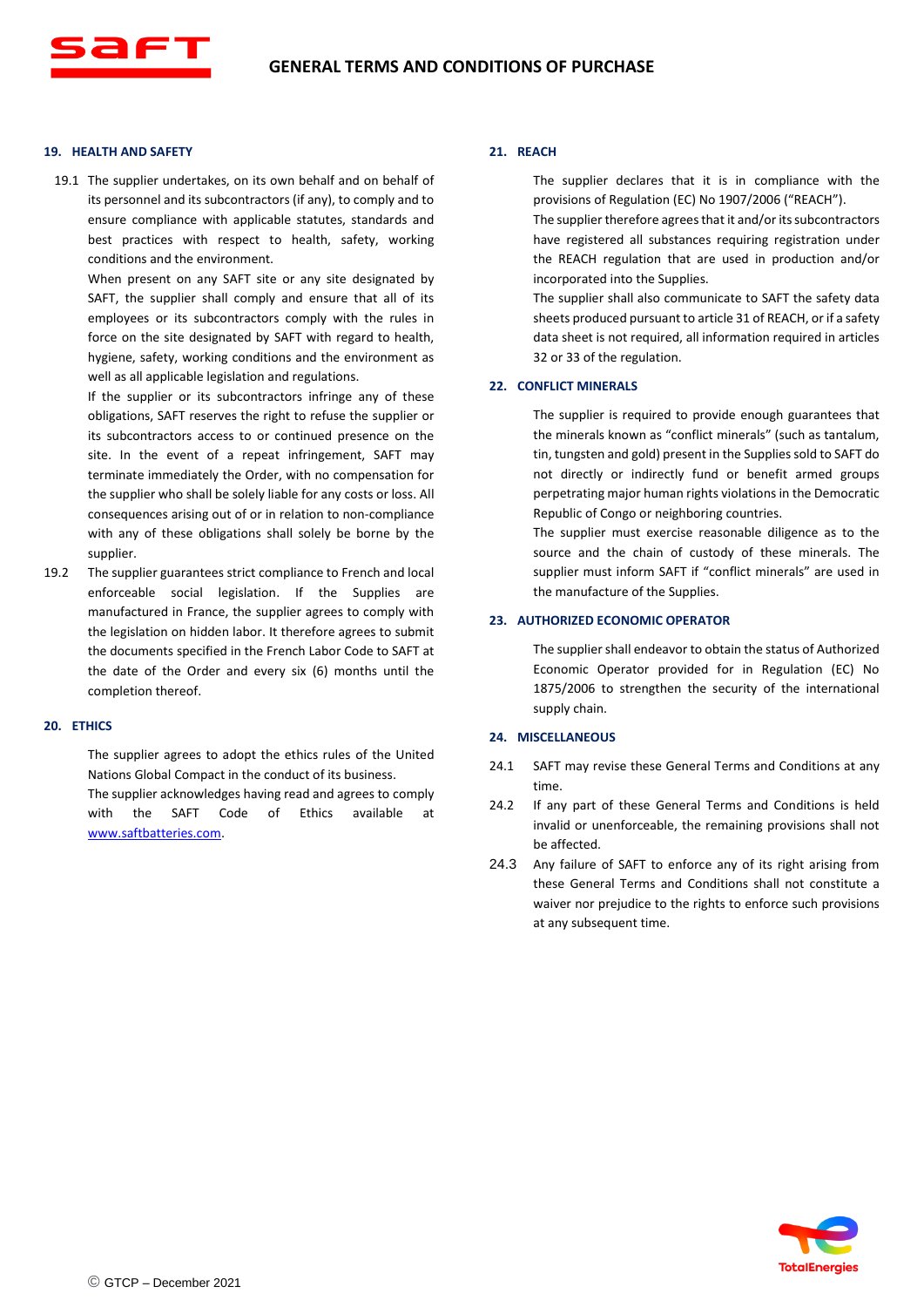## 19. HEALTH AND SAFETY

19.1 The supplier undertakes, on its own behalf and on behalf of its personnel and its subcontractors (if any), to comply and to ensure compliance with applicable statutes, standards and best practices with respect to health, safety, working conditions and the environment.

When present on any SAFT site or any site designated by SAFT, the supplier shall comply and ensure that all of its employees or its subcontractors comply with the rules in force on the site designated by SAFT with regard to health, hygiene, safety, working conditions and the environment as well as all applicable legislation and regulations.

If the supplier or its subcontractors infringe any of these obligations, SAFT reserves the right to refuse the supplier or its subcontractors access to or continued presence on the site. In the event of a repeat infringement, SAFT may terminate immediately the Order, with no compensation for the supplier who shall be solely liable for any costs or loss. All consequences arising out of or in relation to non-compliance with any of these obligations shall solely be borne by the supplier.

19.2 The supplier guarantees strict compliance to French and local enforceable social legislation. If the Supplies are manufactured in France, the supplier agrees to comply with the legislation on hidden labor. It therefore agrees to submit the documents specified in the French Labor Code to SAFT at the date of the Order and every six (6) months until the completion thereof.

## 20. ETHICS

The supplier agrees to adopt the ethics rules of the United Nations Global Compact in the conduct of its business.

The supplier acknowledges having read and agrees to comply with the SAFT Code of Ethics available at [www.saftbatteries.com](http://www.saftbatteries.com).

## 21. REACH

The supplier declares that it is in compliance with the provisions of Regulation (EC) No 1907/2006 ("REACH").

The supplier therefore agrees that it and/or its subcontractors have registered all substances requiring registration under the REACH regulation that are used in production and/or incorporated into the Supplies.

The supplier shall also communicate to SAFT the safety data sheets produced pursuant to article 31 of REACH, or if a safety data sheet is not required, all information required in articles 32 or 33 of the regulation.

## 22. CONFLICT MINERALS

The supplier is required to provide enough guarantees that the minerals known as "conflict minerals" (such as tantalum, tin, tungsten and gold) present in the Supplies sold to SAFT do not directly or indirectly fund or benefit armed groups perpetrating major human rights violations in the Democratic Republic of Congo or neighboring countries.

The supplier must exercise reasonable diligence as to the source and the chain of custody of these minerals. The supplier must inform SAFT if "conflict minerals" are used in the manufacture of the Supplies.

## 23. AUTHORIZED ECONOMIC OPERATOR

The supplier shall endeavor to obtain the status of Authorized Economic Operator provided for in Regulation (EC) No 1875/2006 to strengthen the security of the international supply chain.

## 24. MISCELLANEOUS

24.1 SAFT may revise these General Terms and Conditions at any time.

24.2 If any part of these General Terms and Conditions is held invalid or unenforceable, the remaining provisions shall not be affected.

24.3 Any failure of SAFT to enforce any of its right arising from these General Terms and Conditions shall not constitute a waiver nor prejudice to the rights to enforce such provisions at any subsequent time.